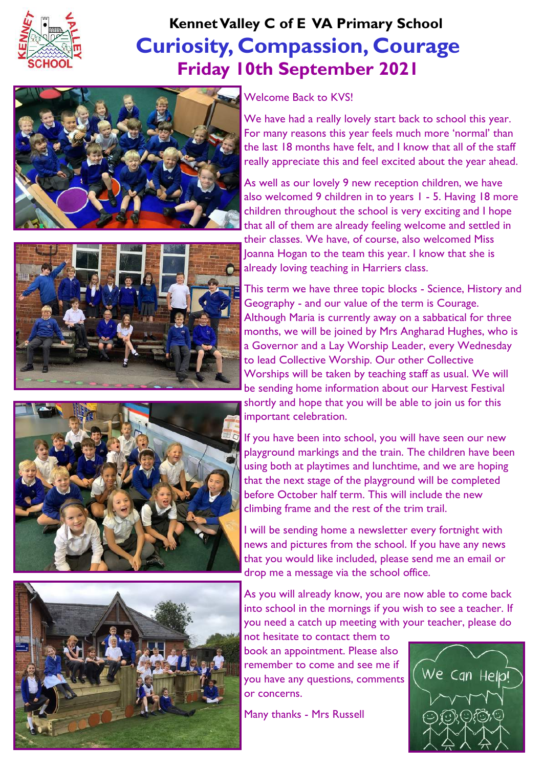# Kennet Valley C of E VA Primary School

## Curiosity, Compassion, Courage

## Friday 10th September 2021

Welcome Back to KVS!

We have had a really lovely start back to school this year. For many reasons this year feels much more 'normal' than the last 18 months have felt, and I know that all of the staff really appreciate this and feel excited about the year ahead.

As well as our lovely 9 new reception children, we have also welcomed 9 children in to years 1 - 5. Having 18 more children throughout the school is very exciting and I hope that all of them are already feeling welcome and settled in their classes. We have, of course, also welcomed Miss Joanna Hogan to the team this year. I know that she is already loving teaching in Harriers class.

This term we have three topic blocks - Science, History and Geography - and our value of the term is Courage. Although Maria is currently away on a sabbatical for three months, we will be joined by Mrs Angharad Hughes, who is a Governor and a Lay Worship Leader, every Wednesday to lead Collective Worship. Our other Collective Worships will be taken by teaching staff as usual. We will be sending home information about our Harvest Festival shortly and hope that you will be able to join us for this important celebration.

If you have been into school, you will have seen our new playground markings and the train. The children have been using both at playtimes and lunchtime, and we are hoping that the next stage of the playground will be completed before October half term. This will include the new climbing frame and the rest of the trim trail.

I will be sending home a newsletter every fortnight with news and pictures from the school. If you have any news that you would like included, please send me an email or drop me a message via the school office.

As you will already know, you are now able to come back into school in the mornings if you wish to see a teacher. If you need a catch up meeting with your teacher, please do not hesitate to contact them to book an appointment. Please also remember to come and see me if you have any questions, comments or concerns.

Many thanks - Mrs Russell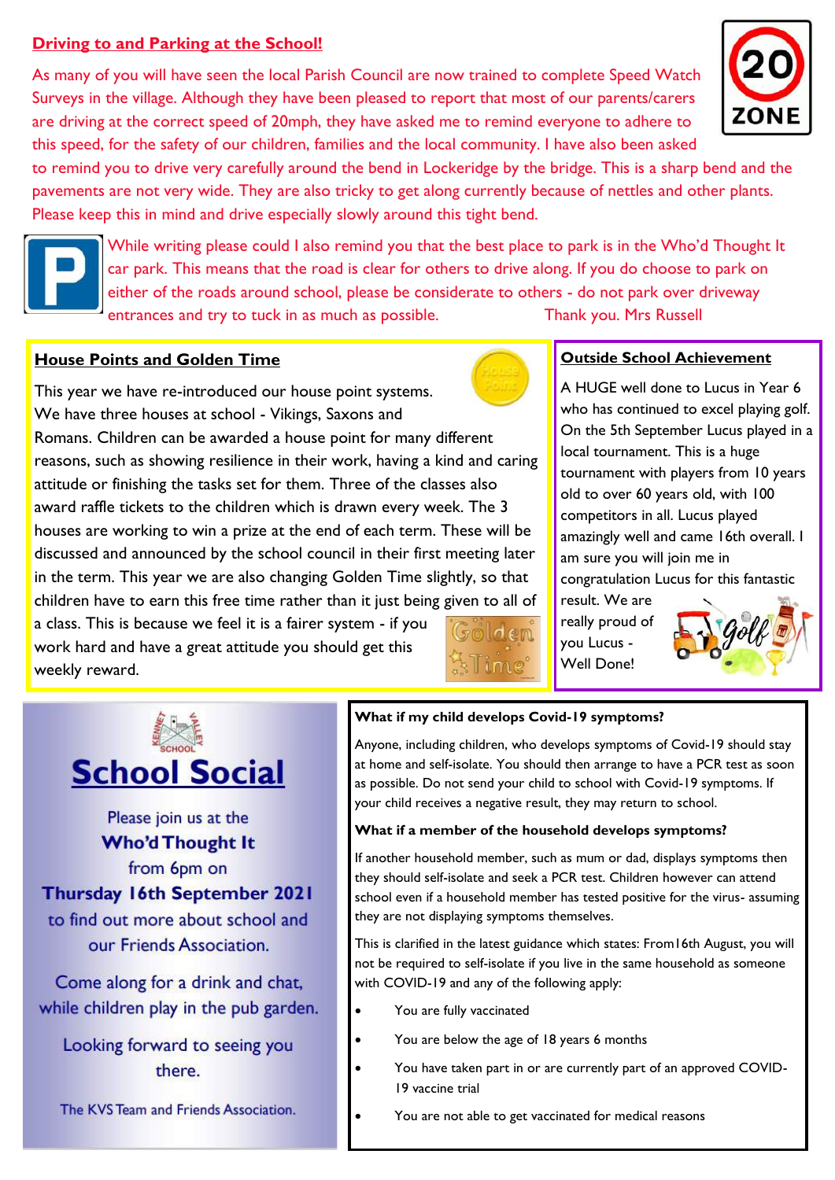## Driving to and Parking at the School!

As many of you will have seen the local Parish Council are now trained to complete Speed Watch Surveys in the village. Although they have been pleased to report that most of our parents/carers are driving at the correct speed of 20mph, they have asked me to remind everyone to adhere to this speed, for the safety of our children, families and the local community. I have also been asked to remind you to drive very carefully around the bend in Lockeridge by the bridge. This is a sharp bend and the pavements are not very wide. They are also tricky to get along currently because of nettles and other plants. Please keep this in mind and drive especially slowly around this tight bend.

While writing please could I also remind you that the best place to park is in the Who'd Thought It car park. This means that the road is clear for others to drive along. If you do choose to park on either of the roads around school, please be considerate to others - do not park over driveway entrances and try to tuck in as much as possible. Thank you. Mrs Russell

## House Points and Golden Time

This year we have re-introduced our house point systems. We have three houses at school - Vikings, Saxons and Romans. Children can be awarded a house point for many different reasons, such as showing resilience in their work, having a kind and caring attitude or finishing the tasks set for them. Three of the classes also award raffle tickets to the children which is drawn every week. The 3 houses are working to win a prize at the end of each term. These will be discussed and announced by the school council in their first meeting later in the term. This year we are also changing Golden Time slightly, so that children have to earn this free time rather than it just being given to all of a class. This is because we feel it is a fairer system - if you work hard and have a great attitude you should get this weekly reward.

## Outside School Achievement

A HUGE well done to Lucus in Year 6 who has continued to excel playing golf. On the 5th September Lucus played in a local tournament. This is a huge tournament with players from 10 years old to over 60 years old, with 100 competitors in all. Lucus played amazingly well and came 16th overall. I am sure you will join me in congratulation Lucus for this fantastic result. We are really proud of you Lucus - Well Done!

# School Social

Please join us at the **Who'd Thought It** from 6pm on **Thursday 16th September 2021** to find out more about school and our Friends Association.

Come along for a drink and chat, while children play in the pub garden.

Looking forward to seeing you there.

The KVS Team and Friends Association.

**What if my child develops Covid-19 symptoms?**

Anyone, including children, who develops symptoms of Covid-19 should stay at home and self-isolate. You should then arrange to have a PCR test as soon as possible. Do not send your child to school with Covid-19 symptoms. If your child receives a negative result, they may return to school.

**What if a member of the household develops symptoms?**

If another household member, such as mum or dad, displays symptoms then they should self-isolate and seek a PCR test. Children however can attend school even if a household member has tested positive for the virus- assuming they are not displaying symptoms themselves.

This is clarified in the latest guidance which states: From16th August, you will not be required to self-isolate if you live in the same household as someone with COVID-19 and any of the following apply:

- You are fully vaccinated
- You are below the age of 18 years 6 months
- You have taken part in or are currently part of an approved COVID-19 vaccine trial
- You are not able to get vaccinated for medical reasons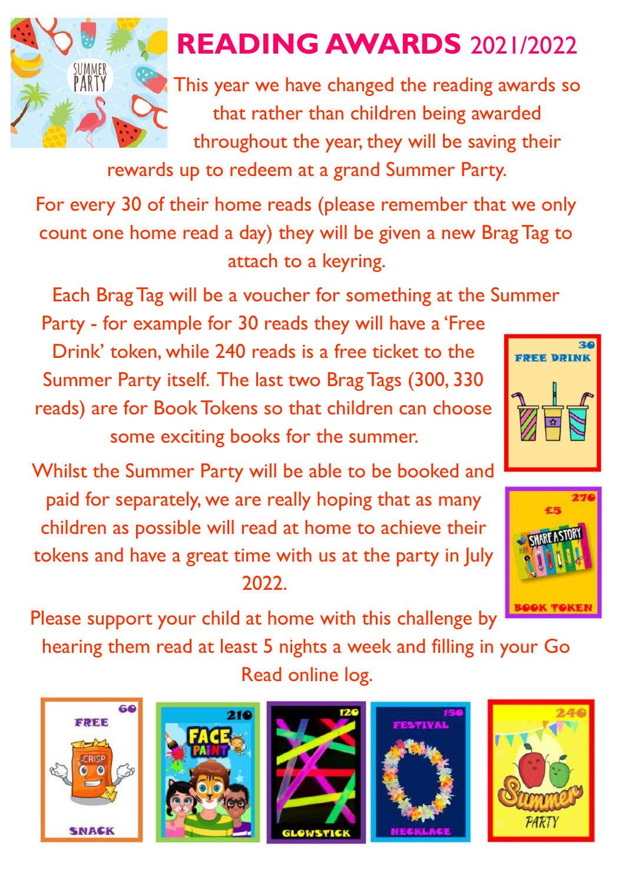# READING AWARDS 2021/2022

This year we have changed the reading awards so that rather than children being awarded throughout the year, they will be saving their rewards up to redeem at a grand Summer Party.

For every 30 of their home reads (please remember that we only count one home read a day) they will be given a new Brag Tag to attach to a keyring.

Each Brag Tag will be a voucher for something at the Summer Party - for example for 30 reads they will have a 'Free Drink' token, while 240 reads is a free ticket to the Summer Party itself. The last two Brag Tags (300, 330 reads) are for Book Tokens so that children can choose some exciting books for the summer.

Whilst the Summer Party will be able to be booked and paid for separately, we are really hoping that as many children as possible will read at home to achieve their tokens and have a great time with us at the party in July 2022.

Please support your child at home with this challenge by hearing them read at least 5 nights a week and filling in your Go Read online log.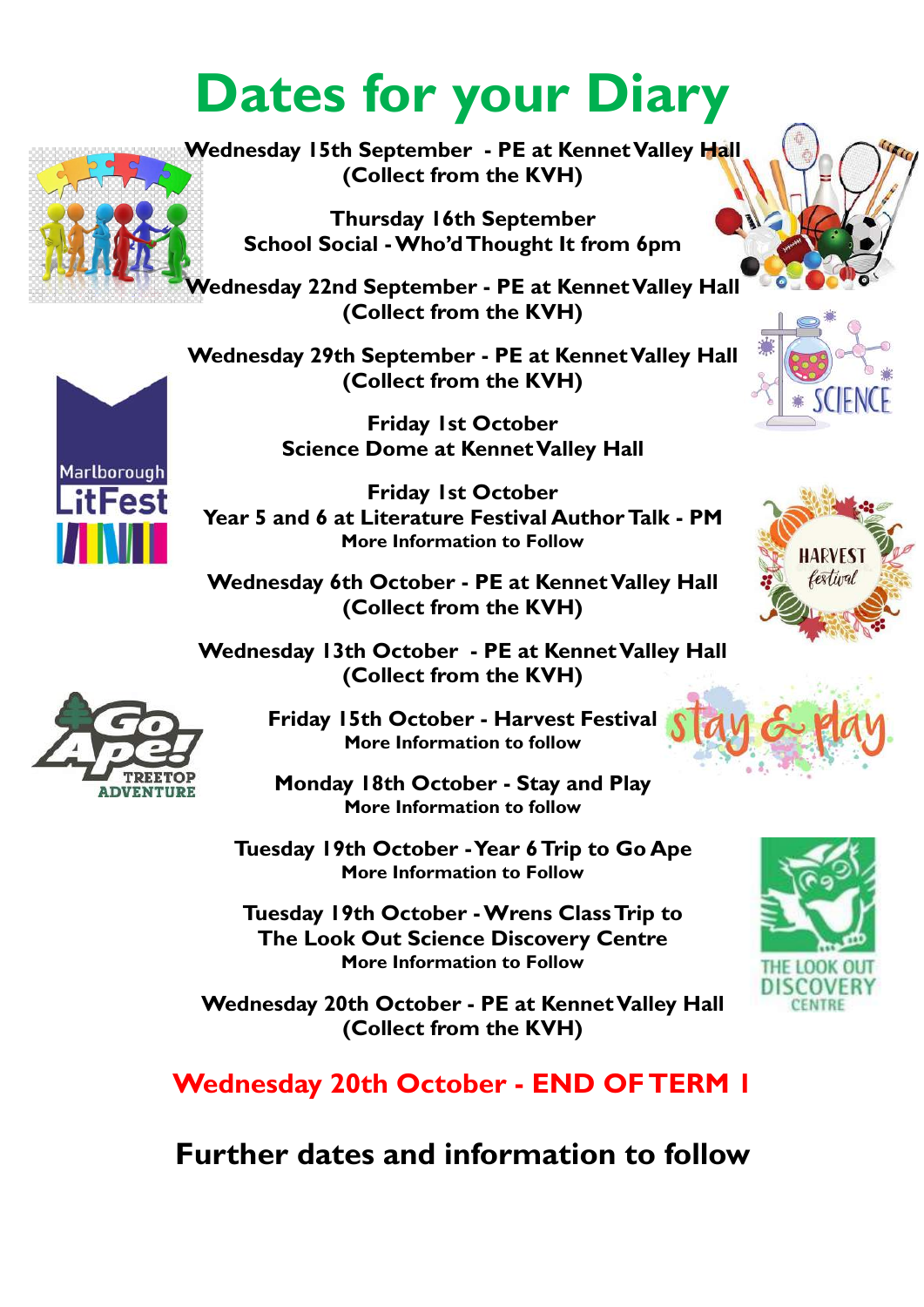# Dates for your Diary

**Wednesday 15th September - PE at Kennet Valley Hall**
**(Collect from the KVH)**

**Thursday 16th September**
**School Social - Who'd Thought It from 6pm**

**Wednesday 22nd September - PE at Kennet Valley Hall**
**(Collect from the KVH)**

**Wednesday 29th September - PE at Kennet Valley Hall**
**(Collect from the KVH)**

**Friday 1st October**
**Science Dome at Kennet Valley Hall**

**Friday 1st October**
**Year 5 and 6 at Literature Festival Author Talk - PM**
**More Information to Follow**

**Wednesday 6th October - PE at Kennet Valley Hall**
**(Collect from the KVH)**

**Wednesday 13th October - PE at Kennet Valley Hall**
**(Collect from the KVH)**

**Friday 15th October - Harvest Festival**
**More Information to follow**

**Monday 18th October - Stay and Play**
**More Information to follow**

**Tuesday 19th October - Year 6 Trip to Go Ape**
**More Information to Follow**

**Tuesday 19th October - Wrens Class Trip to**
**The Look Out Science Discovery Centre**
**More Information to Follow**

**Wednesday 20th October - PE at Kennet Valley Hall**
**(Collect from the KVH)**

**Wednesday 20th October - END OF TERM 1**

## Further dates and information to follow